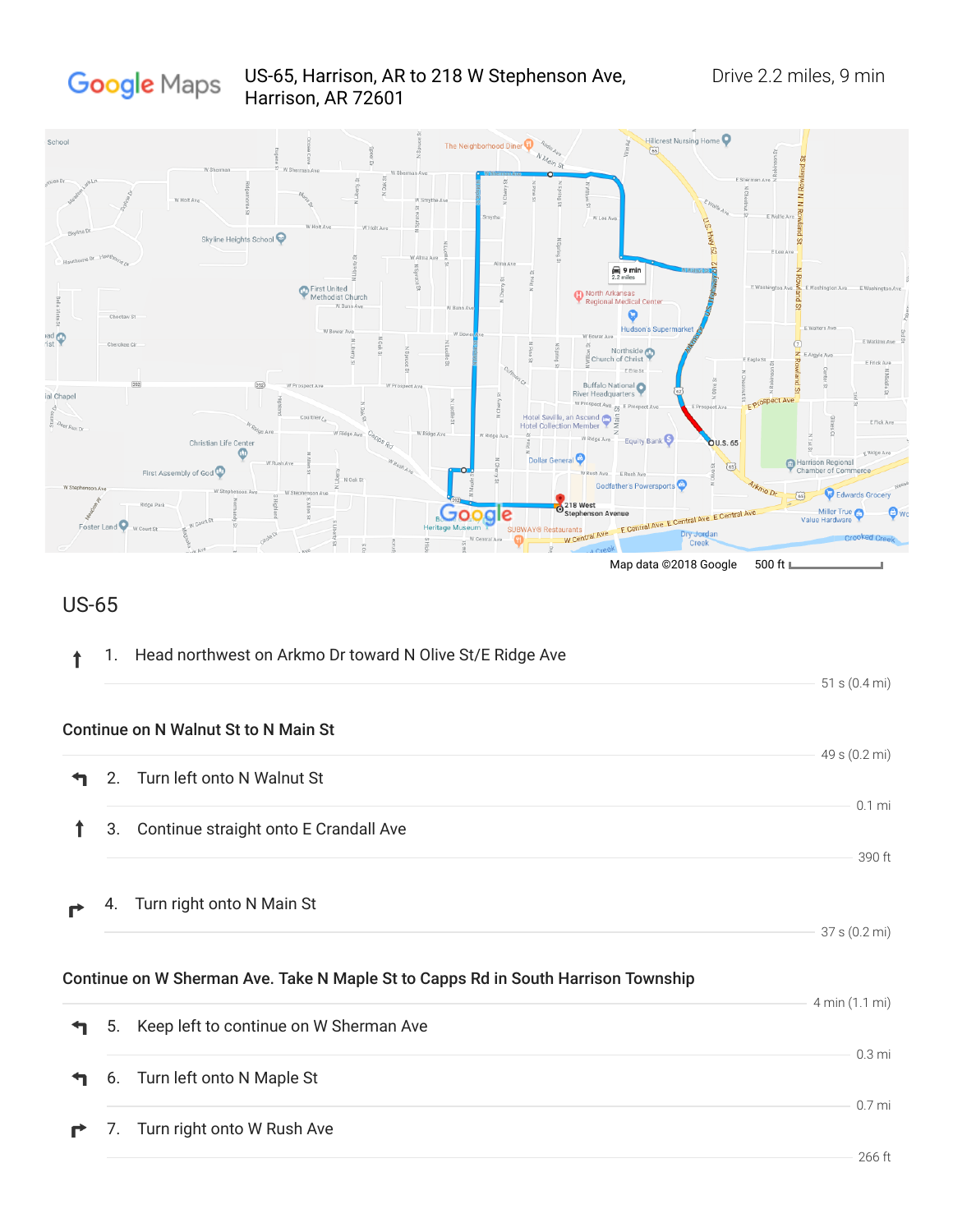Google Maps

US-65, Harrison, AR to 218 W Stephenson Ave, Harrison, AR 72601

Drive 2.2 miles, 9 min

Map data ©2018 Google 500 ft

## US-65

↑ 1. Head northwest on Arkmo Dr toward N Olive St/E Ridge Ave

51 s (0.4 mi)

### Continue on N Walnut St to N Main St

49 s (0.2 mi)

↰ 2. Turn left onto N Walnut St

0.1 mi

↑ 3. Continue straight onto E Crandall Ave

390 ft

↱ 4. Turn right onto N Main St

37 s (0.2 mi)

### Continue on W Sherman Ave. Take N Maple St to Capps Rd in South Harrison Township

4 min (1.1 mi)

↰ 5. Keep left to continue on W Sherman Ave

0.3 mi

↰ 6. Turn left onto N Maple St

0.7 mi

↱ 7. Turn right onto W Rush Ave

266 ft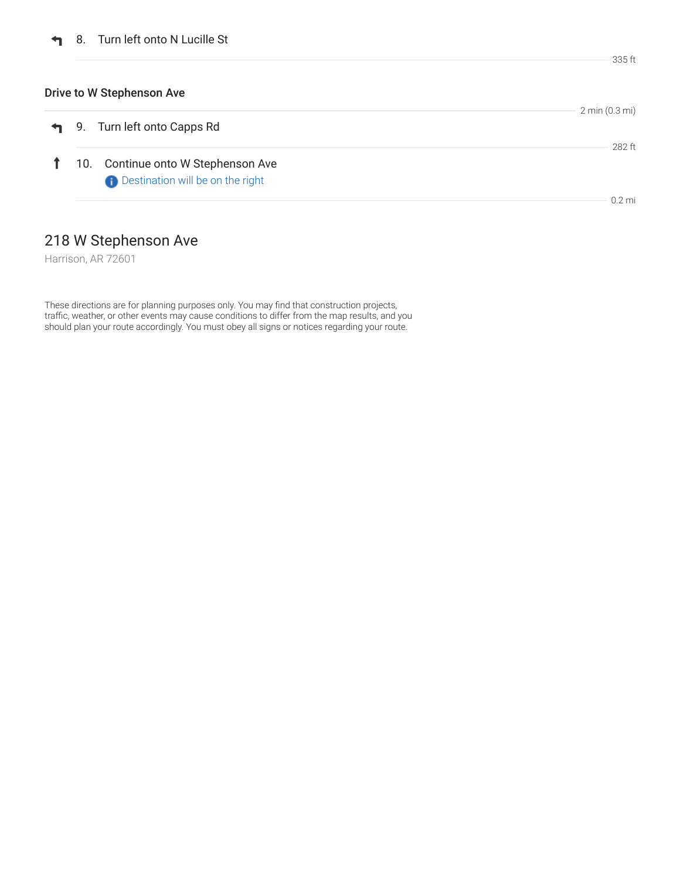8. Turn left onto N Lucille St

335 ft

**Drive to W Stephenson Ave**

2 min (0.3 mi)

9. Turn left onto Capps Rd

282 ft

10. Continue onto W Stephenson Ave
    Destination will be on the right

0.2 mi

## 218 W Stephenson Ave

Harrison, AR 72601

These directions are for planning purposes only. You may find that construction projects, traffic, weather, or other events may cause conditions to differ from the map results, and you should plan your route accordingly. You must obey all signs or notices regarding your route.